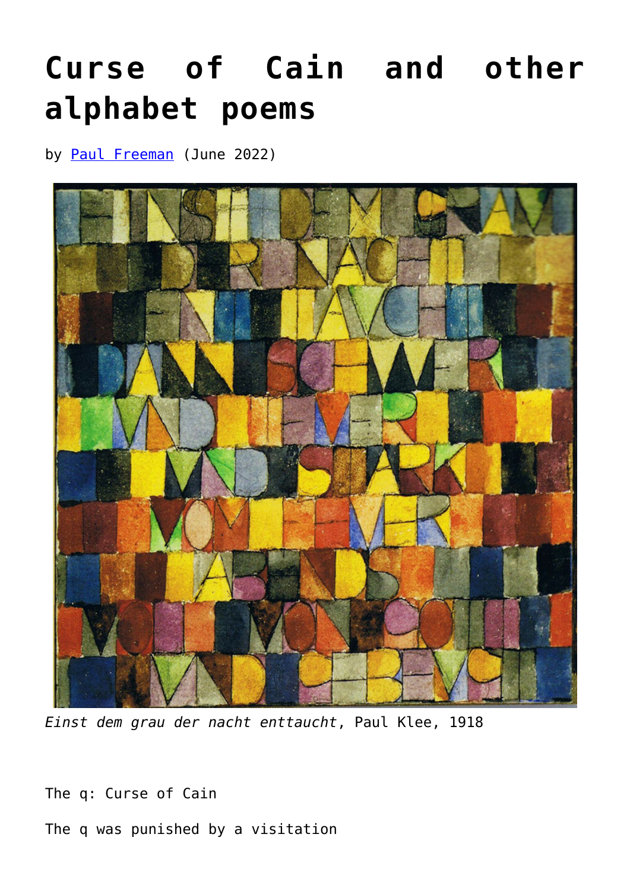# Curse of Cain and other alphabet poems

by Paul Freeman (June 2022)

*Einst dem grau der nacht enttaucht*, Paul Klee, 1918

The q: Curse of Cain

The q was punished by a visitation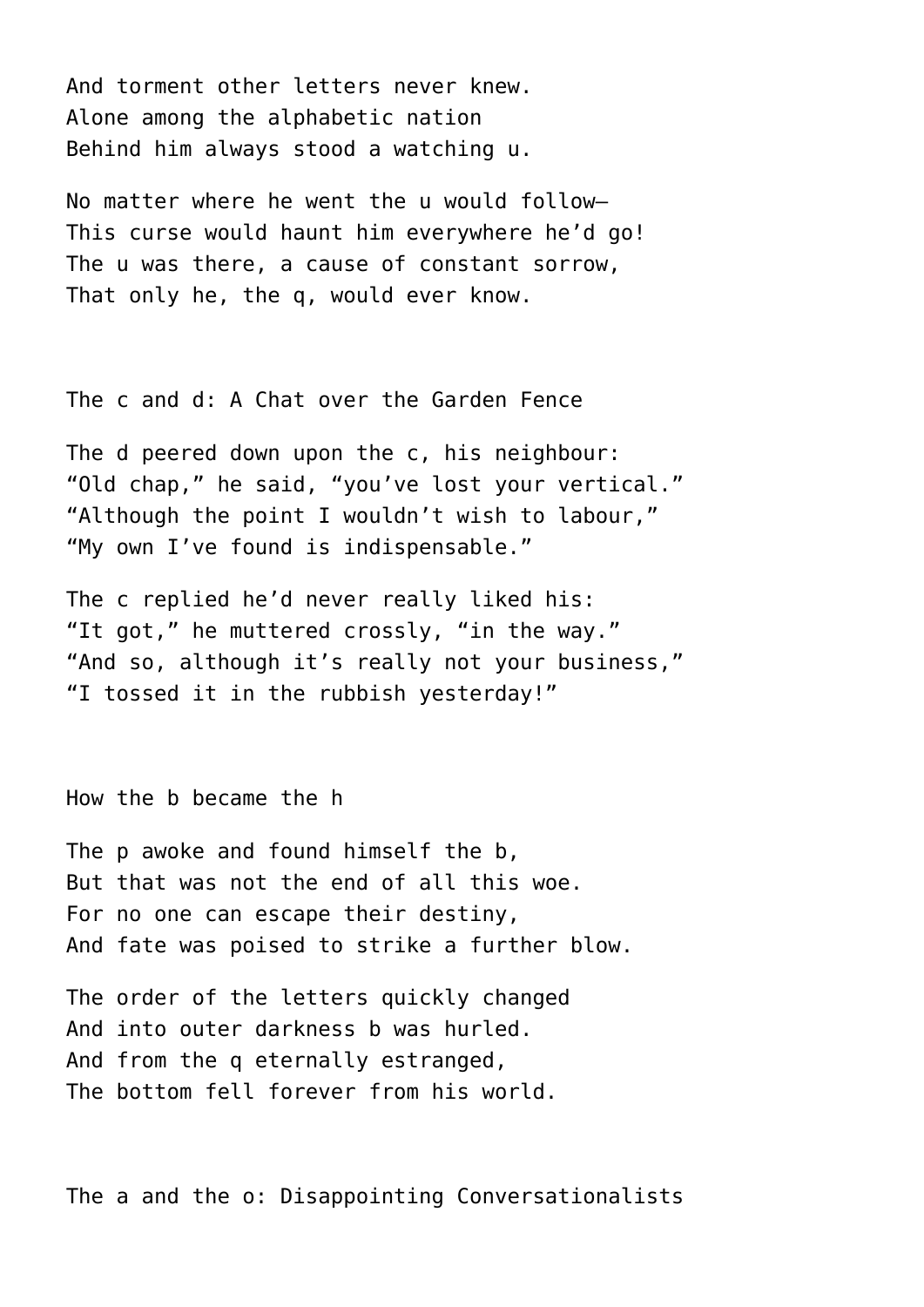And torment other letters never knew.
Alone among the alphabetic nation
Behind him always stood a watching u.

No matter where he went the u would follow—
This curse would haunt him everywhere he'd go!
The u was there, a cause of constant sorrow,
That only he, the q, would ever know.

## The c and d: A Chat over the Garden Fence

The d peered down upon the c, his neighbour:
"Old chap," he said, "you've lost your vertical."
"Although the point I wouldn't wish to labour,"
"My own I've found is indispensable."

The c replied he'd never really liked his:
"It got," he muttered crossly, "in the way."
"And so, although it's really not your business,"
"I tossed it in the rubbish yesterday!"

## How the b became the h

The p awoke and found himself the b,
But that was not the end of all this woe.
For no one can escape their destiny,
And fate was poised to strike a further blow.

The order of the letters quickly changed
And into outer darkness b was hurled.
And from the q eternally estranged,
The bottom fell forever from his world.

## The a and the o: Disappointing Conversationalists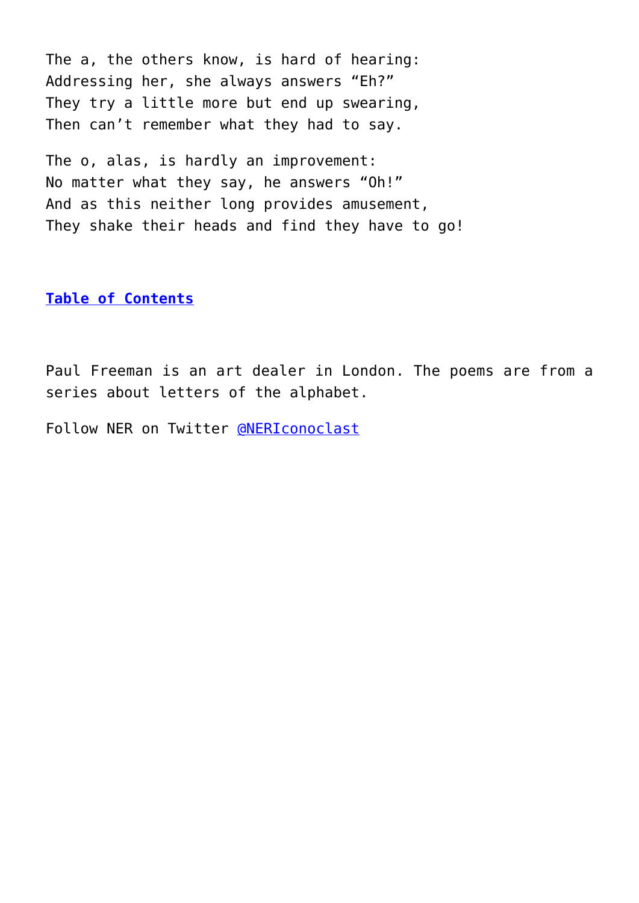The a, the others know, is hard of hearing:
Addressing her, she always answers "Eh?"
They try a little more but end up swearing,
Then can't remember what they had to say.

The o, alas, is hardly an improvement:
No matter what they say, he answers "Oh!"
And as this neither long provides amusement,
They shake their heads and find they have to go!

**Table of Contents**

Paul Freeman is an art dealer in London. The poems are from a series about letters of the alphabet.

Follow NER on Twitter @NERIconoclast